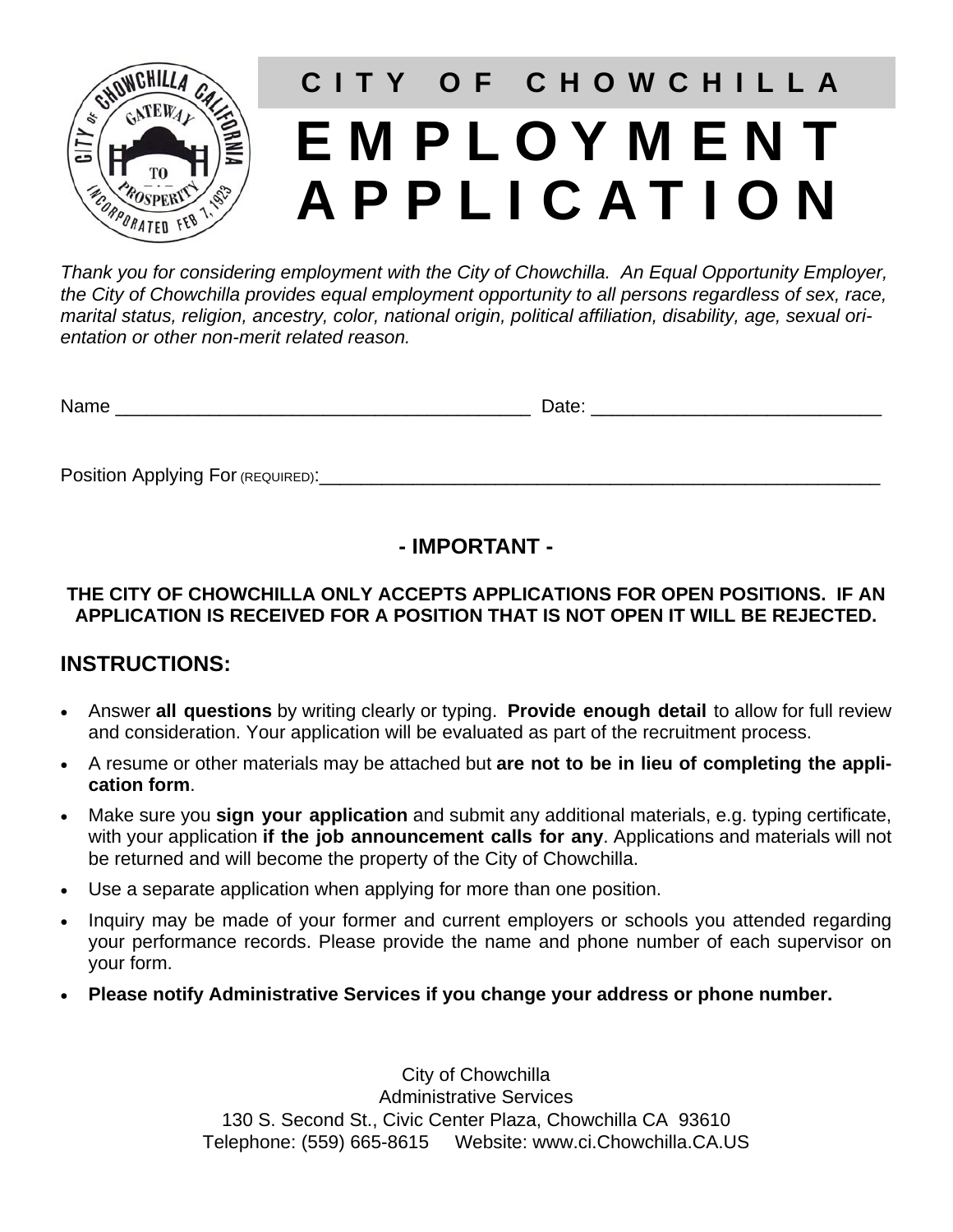# CITY OF CHOWCHILLA

# EMPLOYMENT APPLICATION

*Thank you for considering employment with the City of Chowchilla. An Equal Opportunity Employer, the City of Chowchilla provides equal employment opportunity to all persons regardless of sex, race, marital status, religion, ancestry, color, national origin, political affiliation, disability, age, sexual orientation or other non-merit related reason.*

Name ________________________________________ Date: ____________________________

Position Applying For (REQUIRED):________________________________________________________

## - IMPORTANT -

**THE CITY OF CHOWCHILLA ONLY ACCEPTS APPLICATIONS FOR OPEN POSITIONS. IF AN APPLICATION IS RECEIVED FOR A POSITION THAT IS NOT OPEN IT WILL BE REJECTED.**

## INSTRUCTIONS:

- Answer **all questions** by writing clearly or typing. **Provide enough detail** to allow for full review and consideration. Your application will be evaluated as part of the recruitment process.
- A resume or other materials may be attached but **are not to be in lieu of completing the application form**.
- Make sure you **sign your application** and submit any additional materials, e.g. typing certificate, with your application **if the job announcement calls for any**. Applications and materials will not be returned and will become the property of the City of Chowchilla.
- Use a separate application when applying for more than one position.
- Inquiry may be made of your former and current employers or schools you attended regarding your performance records. Please provide the name and phone number of each supervisor on your form.
- **Please notify Administrative Services if you change your address or phone number.**

City of Chowchilla
Administrative Services
130 S. Second St., Civic Center Plaza, Chowchilla CA 93610
Telephone: (559) 665-8615 Website: www.ci.Chowchilla.CA.US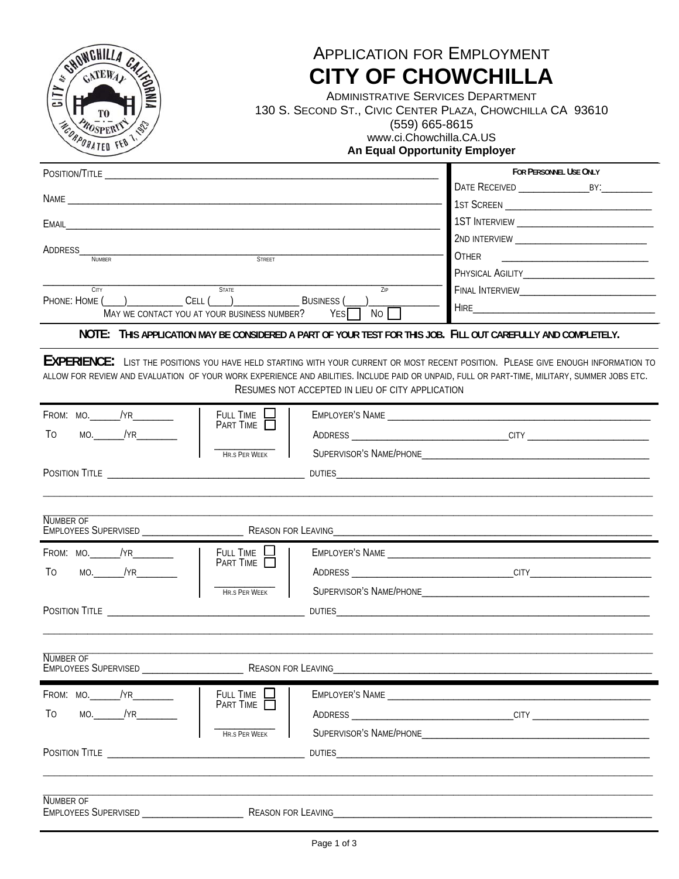# APPLICATION FOR EMPLOYMENT

# CITY OF CHOWCHILLA

ADMINISTRATIVE SERVICES DEPARTMENT
130 S. SECOND ST., CIVIC CENTER PLAZA, CHOWCHILLA CA 93610
(559) 665-8615
www.ci.Chowchilla.CA.US
**An Equal Opportunity Employer**

POSITION/TITLE ____________________________________________

NAME ____________________________________________

EMAIL ____________________________________________

ADDRESS ____________________________________________
NUMBER STREET

____________________________________________
CITY STATE ZIP

PHONE: HOME (___)________ CELL (___)________ BUSINESS (___)________

MAY WE CONTACT YOU AT YOUR BUSINESS NUMBER? YES ☐ NO ☐

**FOR PERSONNEL USE ONLY**

DATE RECEIVED ____________ BY: ________

1ST SCREEN ____________________

1ST INTERVIEW ____________________

2ND INTERVIEW ____________________

OTHER ____________________

PHYSICAL AGILITY ____________________

FINAL INTERVIEW ____________________

HIRE ____________________

**NOTE: THIS APPLICATION MAY BE CONSIDERED A PART OF YOUR TEST FOR THIS JOB. FILL OUT CAREFULLY AND COMPLETELY.**

**EXPERIENCE:** LIST THE POSITIONS YOU HAVE HELD STARTING WITH YOUR CURRENT OR MOST RECENT POSITION. PLEASE GIVE ENOUGH INFORMATION TO ALLOW FOR REVIEW AND EVALUATION OF YOUR WORK EXPERIENCE AND ABILITIES. INCLUDE PAID OR UNPAID, FULL OR PART-TIME, MILITARY, SUMMER JOBS ETC.

RESUMES NOT ACCEPTED IN LIEU OF CITY APPLICATION

FROM: MO.______/YR________ FULL TIME ☐ PART TIME ☐ EMPLOYER'S NAME ____________________

TO MO.______/YR________ ADDRESS ____________________ CITY ____________________

________ HR.S PER WEEK SUPERVISOR'S NAME/PHONE ____________________

POSITION TITLE ____________________ DUTIES ____________________

____________________________________________

NUMBER OF EMPLOYEES SUPERVISED ____________ REASON FOR LEAVING ____________________

FROM: MO.______/YR________ FULL TIME ☐ PART TIME ☐ EMPLOYER'S NAME ____________________

TO MO.______/YR________ ADDRESS ____________________ CITY ____________________

________ HR.S PER WEEK SUPERVISOR'S NAME/PHONE ____________________

POSITION TITLE ____________________ DUTIES ____________________

____________________________________________

NUMBER OF EMPLOYEES SUPERVISED ____________ REASON FOR LEAVING ____________________

FROM: MO.______/YR________ FULL TIME ☐ PART TIME ☐ EMPLOYER'S NAME ____________________

TO MO.______/YR________ ADDRESS ____________________ CITY ____________________

________ HR.S PER WEEK SUPERVISOR'S NAME/PHONE ____________________

POSITION TITLE ____________________ DUTIES ____________________

____________________________________________

NUMBER OF EMPLOYEES SUPERVISED ____________ REASON FOR LEAVING ____________________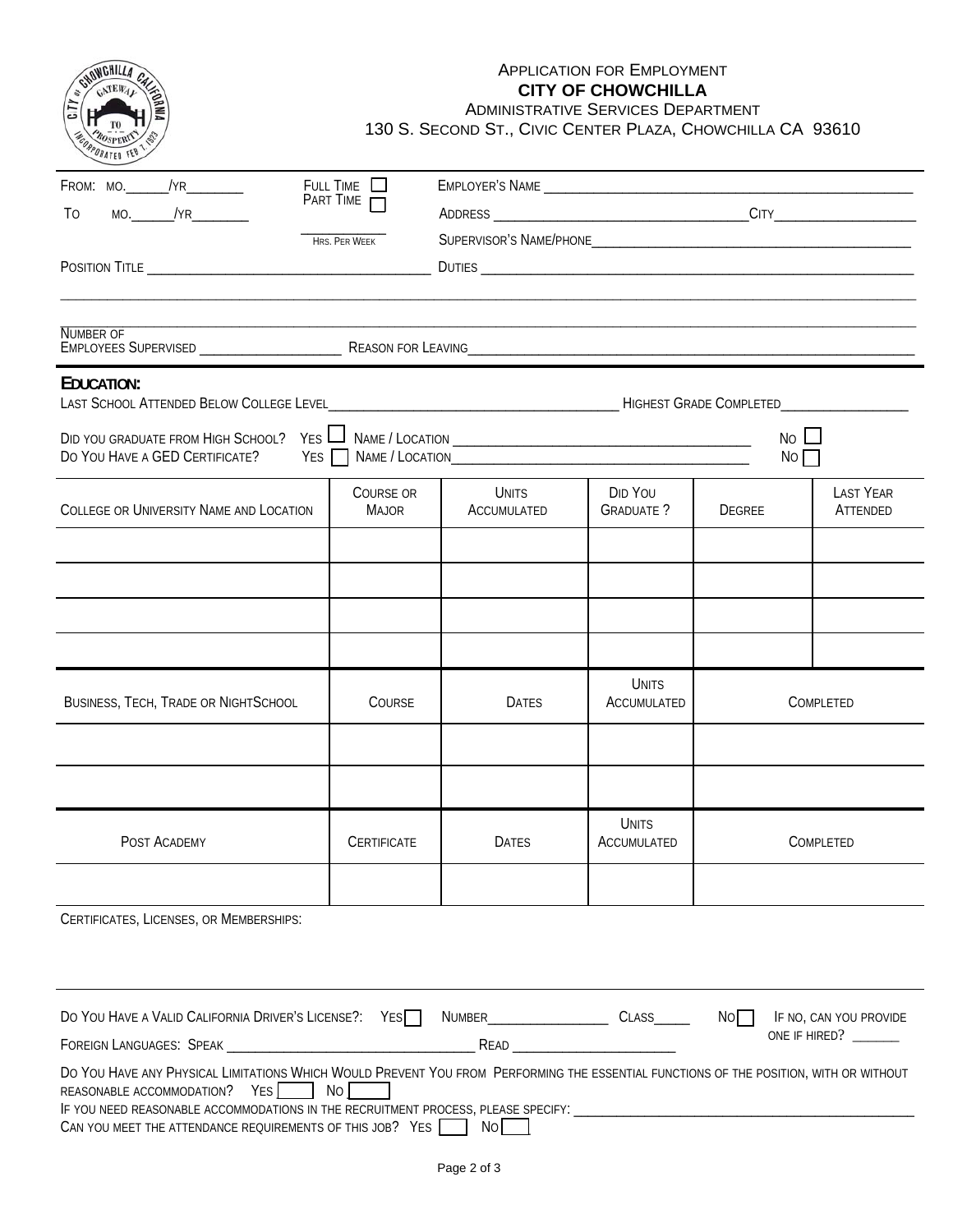APPLICATION FOR EMPLOYMENT
**CITY OF CHOWCHILLA**
ADMINISTRATIVE SERVICES DEPARTMENT
130 S. SECOND ST., CIVIC CENTER PLAZA, CHOWCHILLA CA 93610

FROM: MO.______/YR________ FULL TIME ☐ PART TIME ☐ ________ HRS. PER WEEK

TO MO.______/YR________

EMPLOYER'S NAME ______________________________

ADDRESS ______________________________ CITY ____________________

SUPERVISOR'S NAME/PHONE ______________________________

POSITION TITLE ______________________________ DUTIES ______________________________

______________________________________________________________________________

NUMBER OF EMPLOYEES SUPERVISED ____________________ REASON FOR LEAVING ______________________________

## EDUCATION:

LAST SCHOOL ATTENDED BELOW COLLEGE LEVEL ______________________________ HIGHEST GRADE COMPLETED ________________

DID YOU GRADUATE FROM HIGH SCHOOL? YES ☐ NAME / LOCATION ______________________________ NO ☐

DO YOU HAVE A GED CERTIFICATE? YES ☐ NAME / LOCATION ______________________________ NO ☐

| COLLEGE OR UNIVERSITY NAME AND LOCATION | COURSE OR MAJOR | UNITS ACCUMULATED | DID YOU GRADUATE ? | DEGREE | LAST YEAR ATTENDED |
|---|---|---|---|---|---|
| | | | | | |
| | | | | | |
| | | | | | |
| | | | | | |

| BUSINESS, TECH, TRADE OR NIGHTSCHOOL | COURSE | DATES | UNITS ACCUMULATED | COMPLETED |
|---|---|---|---|---|
| | | | | |
| | | | | |

| POST ACADEMY | CERTIFICATE | DATES | UNITS ACCUMULATED | COMPLETED |
|---|---|---|---|---|
| | | | | |

CERTIFICATES, LICENSES, OR MEMBERSHIPS:

DO YOU HAVE A VALID CALIFORNIA DRIVER'S LICENSE?: YES ☐ NUMBER ________________ CLASS _____ NO ☐ IF NO, CAN YOU PROVIDE ONE IF HIRED? _______

FOREIGN LANGUAGES: SPEAK ______________________________ READ ____________________

DO YOU HAVE ANY PHYSICAL LIMITATIONS WHICH WOULD PREVENT YOU FROM PERFORMING THE ESSENTIAL FUNCTIONS OF THE POSITION, WITH OR WITHOUT REASONABLE ACCOMMODATION? YES ☐ NO ☐

IF YOU NEED REASONABLE ACCOMMODATIONS IN THE RECRUITMENT PROCESS, PLEASE SPECIFY: ______________________________

CAN YOU MEET THE ATTENDANCE REQUIREMENTS OF THIS JOB? YES ☐ NO ☐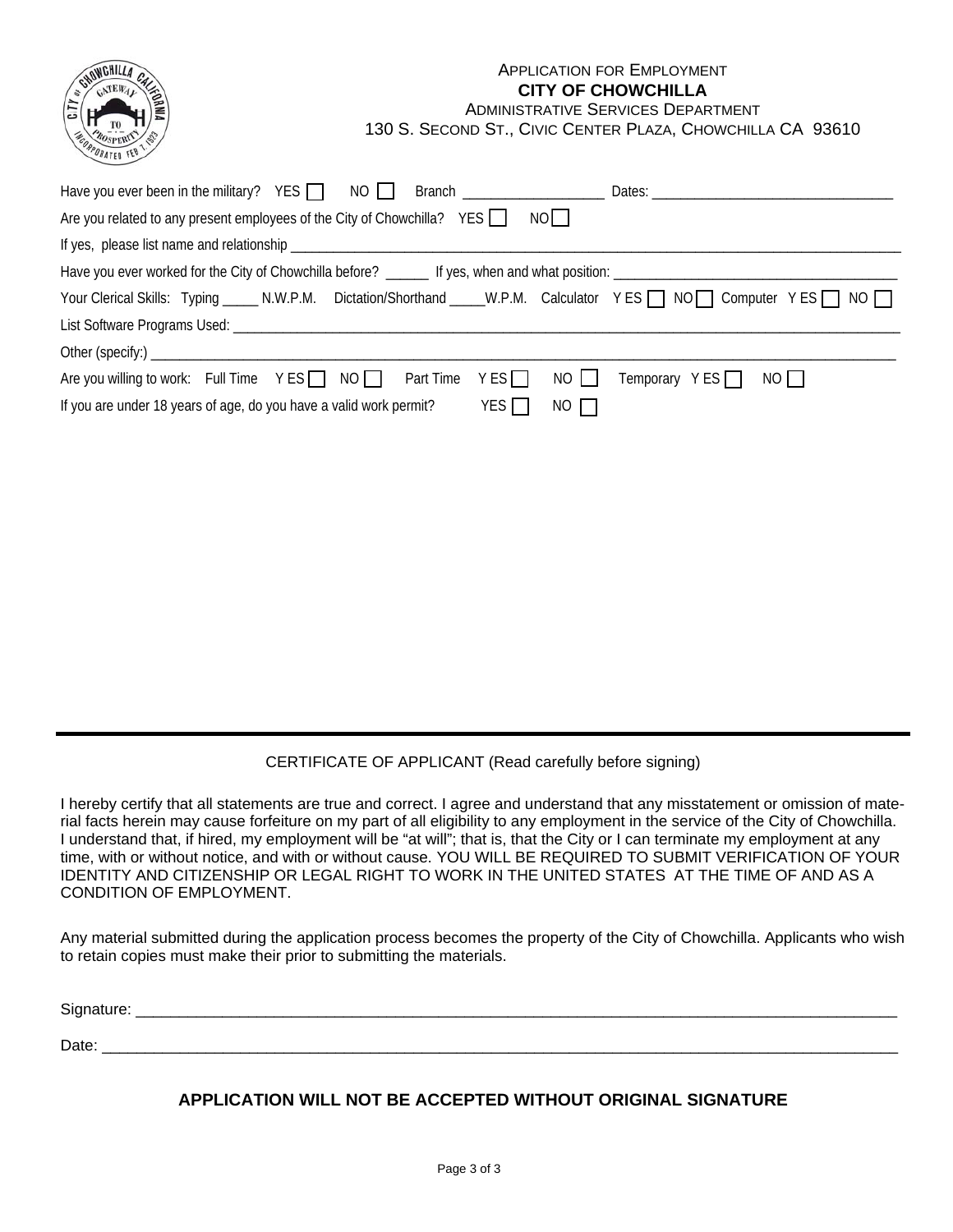APPLICATION FOR EMPLOYMENT
**CITY OF CHOWCHILLA**
ADMINISTRATIVE SERVICES DEPARTMENT
130 S. SECOND ST., CIVIC CENTER PLAZA, CHOWCHILLA CA 93610

Have you ever been in the military? YES ☐ NO ☐ Branch ___________________ Dates: _________________________________

Are you related to any present employees of the City of Chowchilla? YES ☐ NO ☐

If yes, please list name and relationship ______________________________________________________________________________

Have you ever worked for the City of Chowchilla before? ______ If yes, when and what position: _____________________________________

Your Clerical Skills: Typing _____ N.W.P.M. Dictation/Shorthand _____W.P.M. Calculator YES ☐ NO ☐ Computer YES ☐ NO ☐

List Software Programs Used: ______________________________________________________________________________________

Other (specify:) _________________________________________________________________________________________________

Are you willing to work: Full Time YES ☐ NO ☐ Part Time YES ☐ NO ☐ Temporary YES ☐ NO ☐

If you are under 18 years of age, do you have a valid work permit? YES ☐ NO ☐

---

CERTIFICATE OF APPLICANT (Read carefully before signing)

I hereby certify that all statements are true and correct. I agree and understand that any misstatement or omission of material facts herein may cause forfeiture on my part of all eligibility to any employment in the service of the City of Chowchilla. I understand that, if hired, my employment will be "at will"; that is, that the City or I can terminate my employment at any time, with or without notice, and with or without cause. YOU WILL BE REQUIRED TO SUBMIT VERIFICATION OF YOUR IDENTITY AND CITIZENSHIP OR LEGAL RIGHT TO WORK IN THE UNITED STATES AT THE TIME OF AND AS A CONDITION OF EMPLOYMENT.

Any material submitted during the application process becomes the property of the City of Chowchilla. Applicants who wish to retain copies must make their prior to submitting the materials.

Signature: ________________________________________________________________________________________

Date: ____________________________________________________________________________________________

**APPLICATION WILL NOT BE ACCEPTED WITHOUT ORIGINAL SIGNATURE**